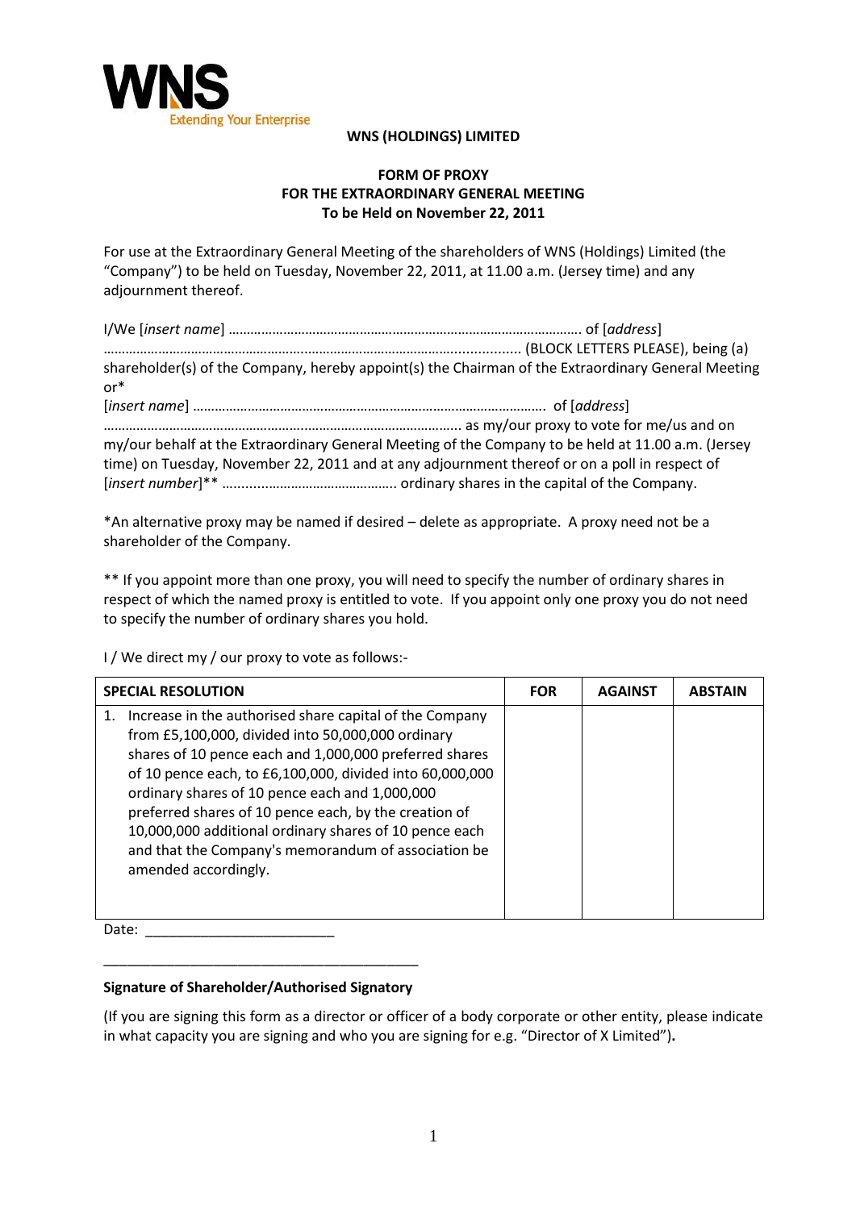WNS
Extending Your Enterprise

**WNS (HOLDINGS) LIMITED**

**FORM OF PROXY**
**FOR THE EXTRAORDINARY GENERAL MEETING**
**To be Held on November 22, 2011**

For use at the Extraordinary General Meeting of the shareholders of WNS (Holdings) Limited (the "Company") to be held on Tuesday, November 22, 2011, at 11.00 a.m. (Jersey time) and any adjournment thereof.

I/We [*insert name*] ………………………………………………………………………………….. of [*address*] …………………………………………………………………………………………….......... (BLOCK LETTERS PLEASE), being (a) shareholder(s) of the Company, hereby appoint(s) the Chairman of the Extraordinary General Meeting or*
[*insert name*] ………………………………………………………………………………….. of [*address*] …………………………………………………………………………………….. as my/our proxy to vote for me/us and on my/our behalf at the Extraordinary General Meeting of the Company to be held at 11.00 a.m. (Jersey time) on Tuesday, November 22, 2011 and at any adjournment thereof or on a poll in respect of [*insert number*]** …..…………………………………. ordinary shares in the capital of the Company.

*An alternative proxy may be named if desired – delete as appropriate. A proxy need not be a shareholder of the Company.

** If you appoint more than one proxy, you will need to specify the number of ordinary shares in respect of which the named proxy is entitled to vote. If you appoint only one proxy you do not need to specify the number of ordinary shares you hold.

I / We direct my / our proxy to vote as follows:-

| **SPECIAL RESOLUTION** | **FOR** | **AGAINST** | **ABSTAIN** |
|---|---|---|---|
| 1. Increase in the authorised share capital of the Company from £5,100,000, divided into 50,000,000 ordinary shares of 10 pence each and 1,000,000 preferred shares of 10 pence each, to £6,100,000, divided into 60,000,000 ordinary shares of 10 pence each and 1,000,000 preferred shares of 10 pence each, by the creation of 10,000,000 additional ordinary shares of 10 pence each and that the Company's memorandum of association be amended accordingly. | | | |

Date: ________________________

_________________________________________

**Signature of Shareholder/Authorised Signatory**

(If you are signing this form as a director or officer of a body corporate or other entity, please indicate in what capacity you are signing and who you are signing for e.g. "Director of X Limited")**.**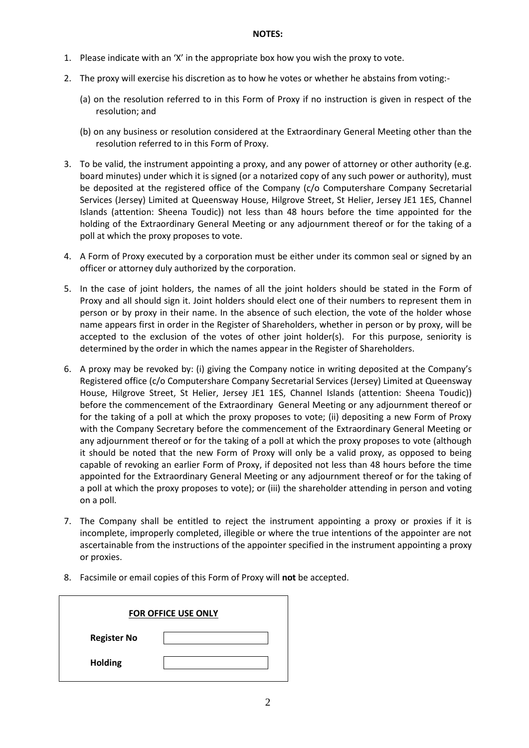**NOTES:**

1. Please indicate with an 'X' in the appropriate box how you wish the proxy to vote.
2. The proxy will exercise his discretion as to how he votes or whether he abstains from voting:-
   (a) on the resolution referred to in this Form of Proxy if no instruction is given in respect of the resolution; and
   (b) on any business or resolution considered at the Extraordinary General Meeting other than the resolution referred to in this Form of Proxy.
3. To be valid, the instrument appointing a proxy, and any power of attorney or other authority (e.g. board minutes) under which it is signed (or a notarized copy of any such power or authority), must be deposited at the registered office of the Company (c/o Computershare Company Secretarial Services (Jersey) Limited at Queensway House, Hilgrove Street, St Helier, Jersey JE1 1ES, Channel Islands (attention: Sheena Toudic)) not less than 48 hours before the time appointed for the holding of the Extraordinary General Meeting or any adjournment thereof or for the taking of a poll at which the proxy proposes to vote.
4. A Form of Proxy executed by a corporation must be either under its common seal or signed by an officer or attorney duly authorized by the corporation.
5. In the case of joint holders, the names of all the joint holders should be stated in the Form of Proxy and all should sign it. Joint holders should elect one of their numbers to represent them in person or by proxy in their name. In the absence of such election, the vote of the holder whose name appears first in order in the Register of Shareholders, whether in person or by proxy, will be accepted to the exclusion of the votes of other joint holder(s). For this purpose, seniority is determined by the order in which the names appear in the Register of Shareholders.
6. A proxy may be revoked by: (i) giving the Company notice in writing deposited at the Company's Registered office (c/o Computershare Company Secretarial Services (Jersey) Limited at Queensway House, Hilgrove Street, St Helier, Jersey JE1 1ES, Channel Islands (attention: Sheena Toudic)) before the commencement of the Extraordinary General Meeting or any adjournment thereof or for the taking of a poll at which the proxy proposes to vote; (ii) depositing a new Form of Proxy with the Company Secretary before the commencement of the Extraordinary General Meeting or any adjournment thereof or for the taking of a poll at which the proxy proposes to vote (although it should be noted that the new Form of Proxy will only be a valid proxy, as opposed to being capable of revoking an earlier Form of Proxy, if deposited not less than 48 hours before the time appointed for the Extraordinary General Meeting or any adjournment thereof or for the taking of a poll at which the proxy proposes to vote); or (iii) the shareholder attending in person and voting on a poll.
7. The Company shall be entitled to reject the instrument appointing a proxy or proxies if it is incomplete, improperly completed, illegible or where the true intentions of the appointer are not ascertainable from the instructions of the appointer specified in the instrument appointing a proxy or proxies.
8. Facsimile or email copies of this Form of Proxy will **not** be accepted.

**FOR OFFICE USE ONLY**

| | |
|---|---|
| **Register No** | |
| **Holding** | |